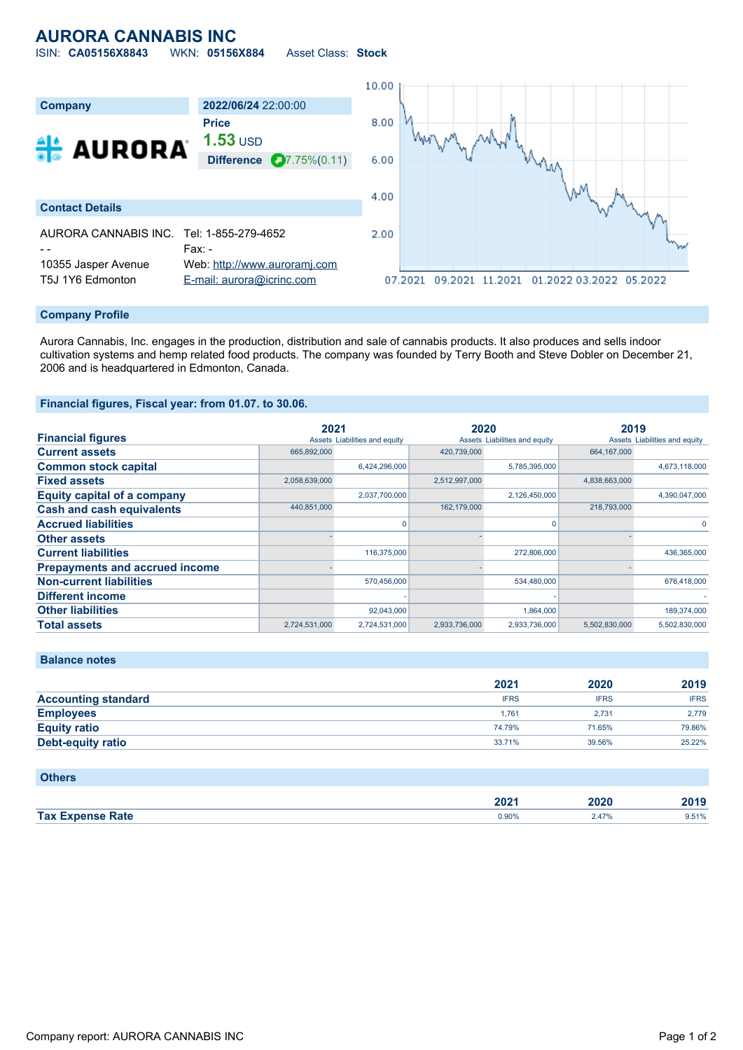# AURORA CANNABIS INC

ISIN: **CA05156X8843** WKN: **05156X884** Asset Class: **Stock**

| Company | 2022/06/24 22:00:00 |
|---|---|
| AURORA | **Price** |
| | **1.53** USD |
| | **Difference** 7.75%(0.11) |

## Contact Details

| | |
|---|---|
| AURORA CANNABIS INC. | Tel: 1-855-279-4652 |
| - - | Fax: - |
| 10355 Jasper Avenue | Web: http://www.auroramj.com |
| T5J 1Y6 Edmonton | E-mail: aurora@icrinc.com |

## Company Profile

Aurora Cannabis, Inc. engages in the production, distribution and sale of cannabis products. It also produces and sells indoor cultivation systems and hemp related food products. The company was founded by Terry Booth and Steve Dobler on December 21, 2006 and is headquartered in Edmonton, Canada.

## Financial figures, Fiscal year: from 01.07. to 30.06.

| Financial figures | 2021 | | 2020 | | 2019 | |
|---|---|---|---|---|---|---|
| | Assets | Liabilities and equity | Assets | Liabilities and equity | Assets | Liabilities and equity |
| **Current assets** | 665,892,000 | | 420,739,000 | | 664,167,000 | |
| **Common stock capital** | | 6,424,296,000 | | 5,785,395,000 | | 4,673,118,000 |
| **Fixed assets** | 2,058,639,000 | | 2,512,997,000 | | 4,838,663,000 | |
| **Equity capital of a company** | | 2,037,700,000 | | 2,126,450,000 | | 4,390,047,000 |
| **Cash and cash equivalents** | 440,851,000 | | 162,179,000 | | 218,793,000 | |
| **Accrued liabilities** | | 0 | | 0 | | 0 |
| **Other assets** | - | | - | | - | |
| **Current liabilities** | | 116,375,000 | | 272,806,000 | | 436,365,000 |
| **Prepayments and accrued income** | - | | - | | - | |
| **Non-current liabilities** | | 570,456,000 | | 534,480,000 | | 676,418,000 |
| **Different income** | | - | | - | | - |
| **Other liabilities** | | 92,043,000 | | 1,864,000 | | 189,374,000 |
| **Total assets** | 2,724,531,000 | 2,724,531,000 | 2,933,736,000 | 2,933,736,000 | 5,502,830,000 | 5,502,830,000 |

## Balance notes

| | 2021 | 2020 | 2019 |
|---|---|---|---|
| **Accounting standard** | IFRS | IFRS | IFRS |
| **Employees** | 1,761 | 2,731 | 2,779 |
| **Equity ratio** | 74.79% | 71.65% | 79.86% |
| **Debt-equity ratio** | 33.71% | 39.56% | 25.22% |

## Others

| | 2021 | 2020 | 2019 |
|---|---|---|---|
| **Tax Expense Rate** | 0.90% | 2.47% | 9.51% |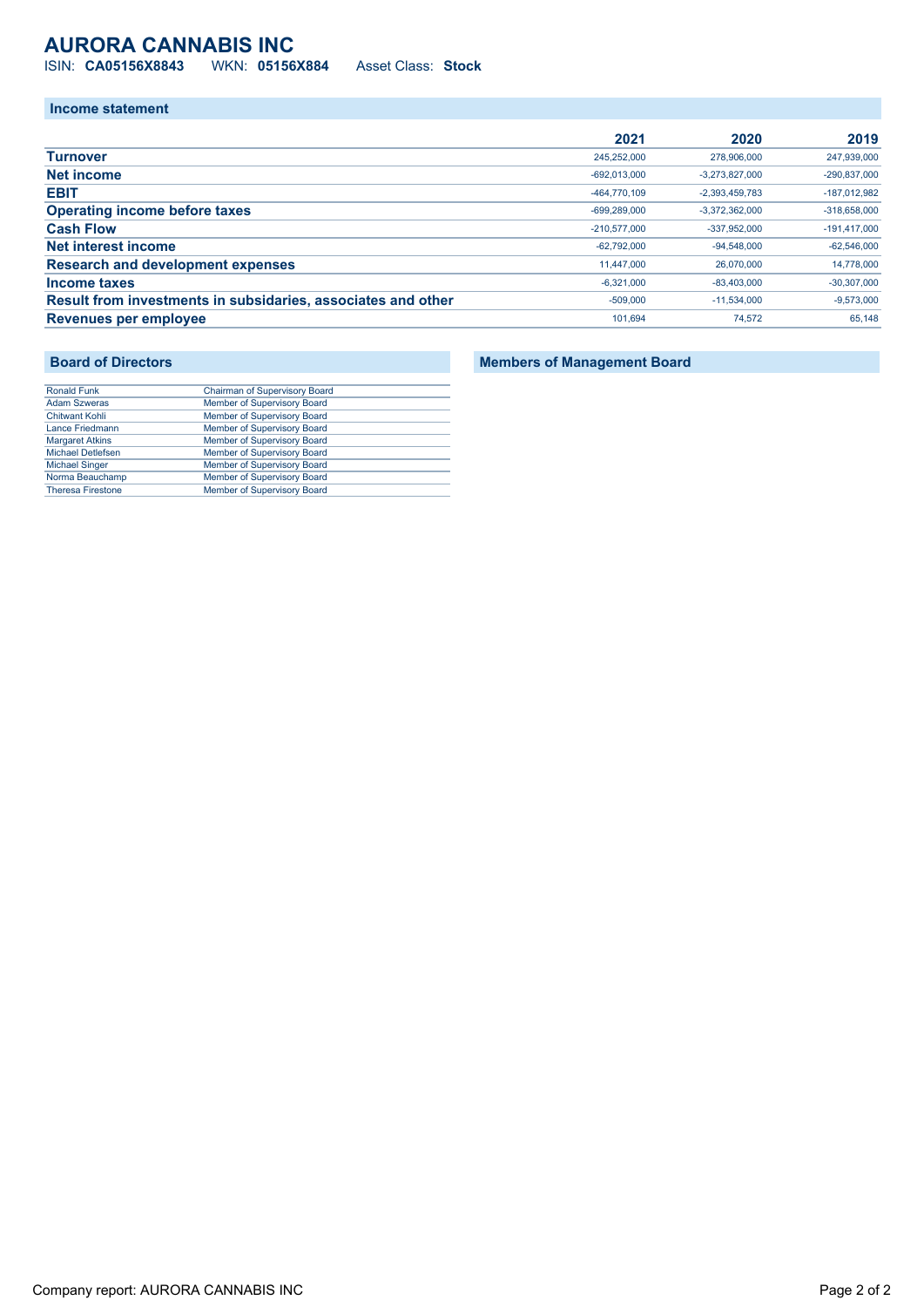# AURORA CANNABIS INC

ISIN: **CA05156X8843** WKN: **05156X884** Asset Class: **Stock**

## Income statement

| | 2021 | 2020 | 2019 |
|---|---|---|---|
| **Turnover** | 245,252,000 | 278,906,000 | 247,939,000 |
| **Net income** | -692,013,000 | -3,273,827,000 | -290,837,000 |
| **EBIT** | -464,770,109 | -2,393,459,783 | -187,012,982 |
| **Operating income before taxes** | -699,289,000 | -3,372,362,000 | -318,658,000 |
| **Cash Flow** | -210,577,000 | -337,952,000 | -191,417,000 |
| **Net interest income** | -62,792,000 | -94,548,000 | -62,546,000 |
| **Research and development expenses** | 11,447,000 | 26,070,000 | 14,778,000 |
| **Income taxes** | -6,321,000 | -83,403,000 | -30,307,000 |
| **Result from investments in subsidaries, associates and other** | -509,000 | -11,534,000 | -9,573,000 |
| **Revenues per employee** | 101,694 | 74,572 | 65,148 |

## Board of Directors

| | |
|---|---|
| Ronald Funk | Chairman of Supervisory Board |
| Adam Szweras | Member of Supervisory Board |
| Chitwant Kohli | Member of Supervisory Board |
| Lance Friedmann | Member of Supervisory Board |
| Margaret Atkins | Member of Supervisory Board |
| Michael Detlefsen | Member of Supervisory Board |
| Michael Singer | Member of Supervisory Board |
| Norma Beauchamp | Member of Supervisory Board |
| Theresa Firestone | Member of Supervisory Board |

## Members of Management Board